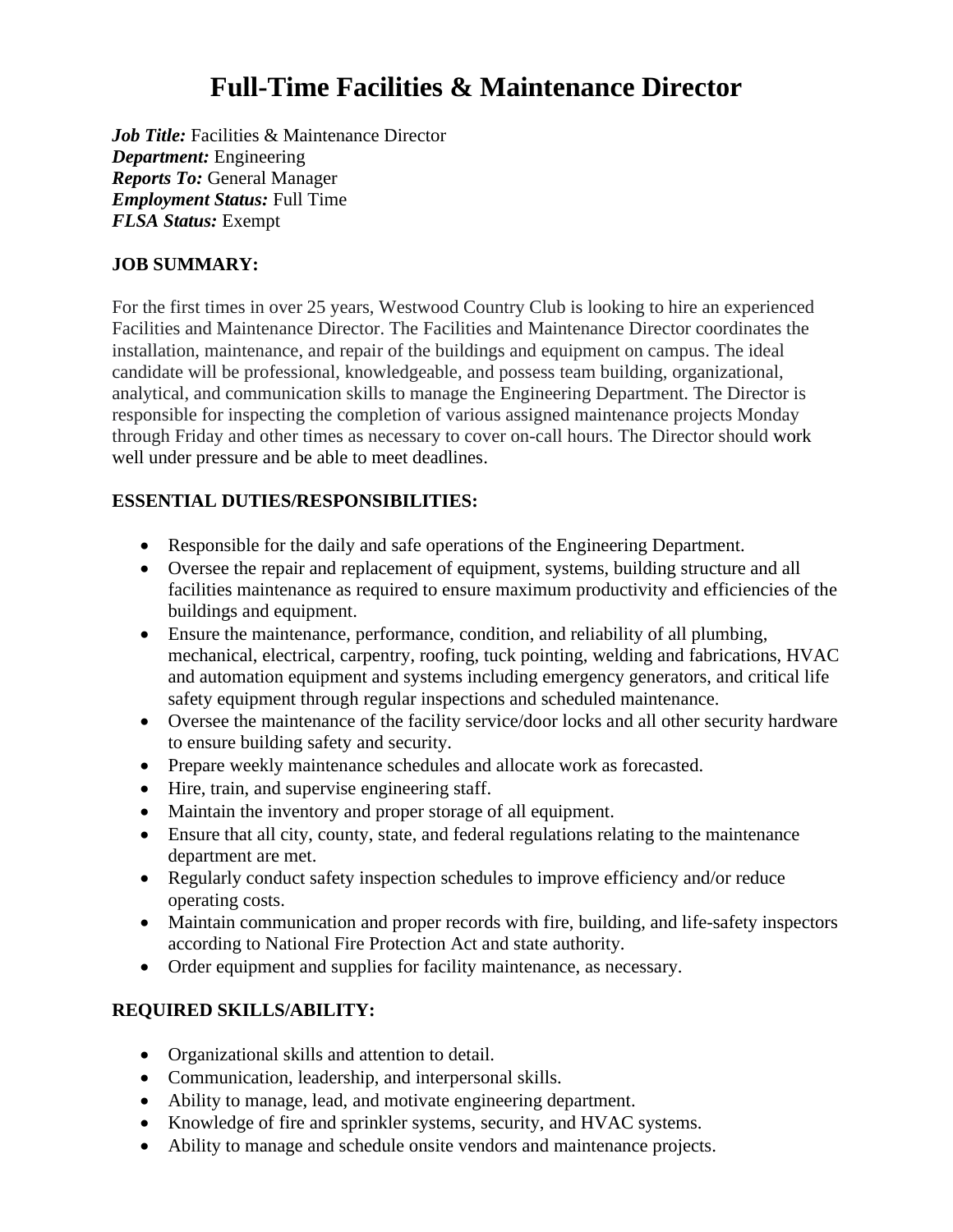# Full-Time Facilities & Maintenance Director

***Job Title:*** Facilities & Maintenance Director
***Department:*** Engineering
***Reports To:*** General Manager
***Employment Status:*** Full Time
***FLSA Status:*** Exempt

**JOB SUMMARY:**

For the first times in over 25 years, Westwood Country Club is looking to hire an experienced Facilities and Maintenance Director. The Facilities and Maintenance Director coordinates the installation, maintenance, and repair of the buildings and equipment on campus. The ideal candidate will be professional, knowledgeable, and possess team building, organizational, analytical, and communication skills to manage the Engineering Department. The Director is responsible for inspecting the completion of various assigned maintenance projects Monday through Friday and other times as necessary to cover on-call hours. The Director should work well under pressure and be able to meet deadlines.

**ESSENTIAL DUTIES/RESPONSIBILITIES:**

- Responsible for the daily and safe operations of the Engineering Department.
- Oversee the repair and replacement of equipment, systems, building structure and all facilities maintenance as required to ensure maximum productivity and efficiencies of the buildings and equipment.
- Ensure the maintenance, performance, condition, and reliability of all plumbing, mechanical, electrical, carpentry, roofing, tuck pointing, welding and fabrications, HVAC and automation equipment and systems including emergency generators, and critical life safety equipment through regular inspections and scheduled maintenance.
- Oversee the maintenance of the facility service/door locks and all other security hardware to ensure building safety and security.
- Prepare weekly maintenance schedules and allocate work as forecasted.
- Hire, train, and supervise engineering staff.
- Maintain the inventory and proper storage of all equipment.
- Ensure that all city, county, state, and federal regulations relating to the maintenance department are met.
- Regularly conduct safety inspection schedules to improve efficiency and/or reduce operating costs.
- Maintain communication and proper records with fire, building, and life-safety inspectors according to National Fire Protection Act and state authority.
- Order equipment and supplies for facility maintenance, as necessary.

**REQUIRED SKILLS/ABILITY:**

- Organizational skills and attention to detail.
- Communication, leadership, and interpersonal skills.
- Ability to manage, lead, and motivate engineering department.
- Knowledge of fire and sprinkler systems, security, and HVAC systems.
- Ability to manage and schedule onsite vendors and maintenance projects.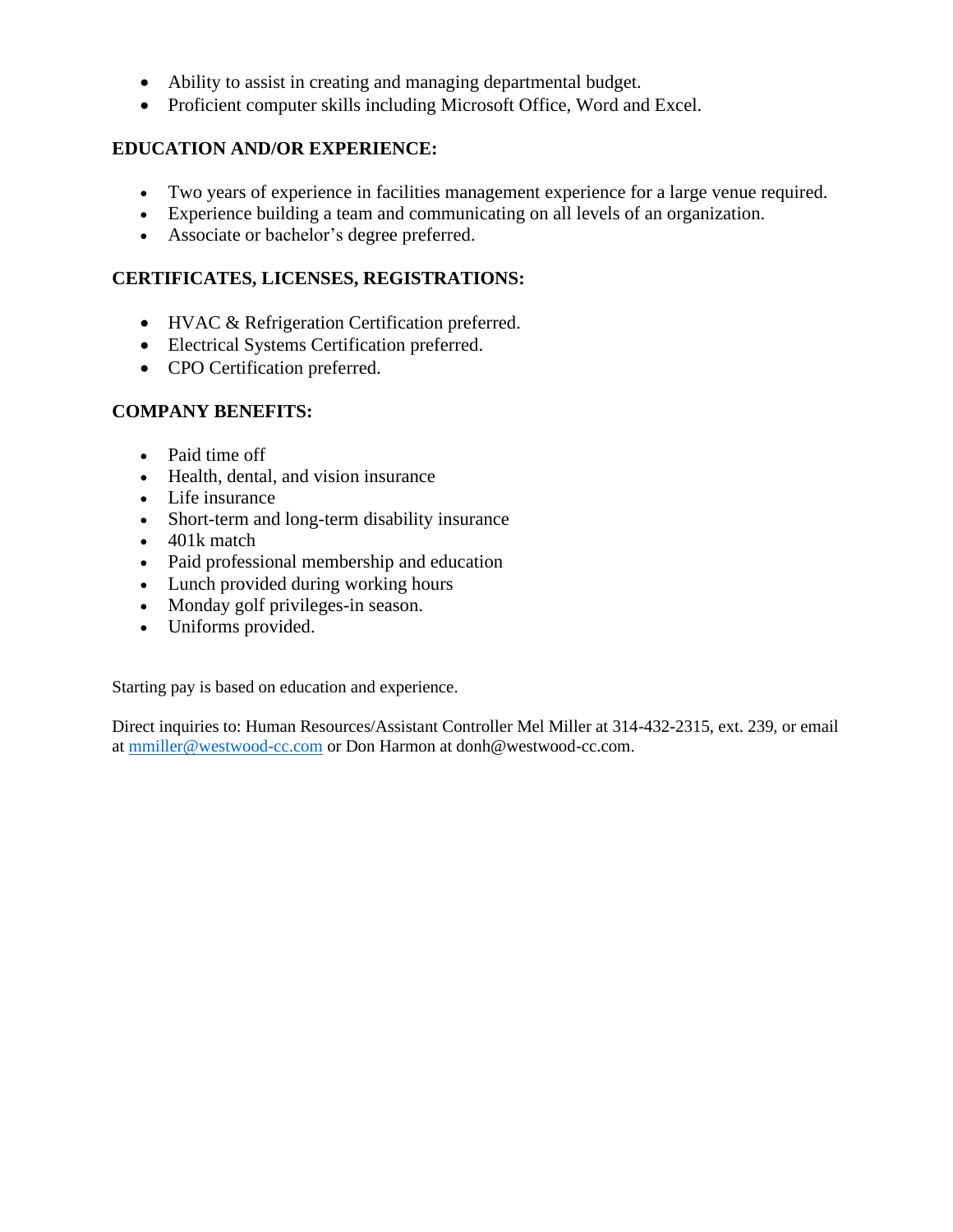- Ability to assist in creating and managing departmental budget.
- Proficient computer skills including Microsoft Office, Word and Excel.

**EDUCATION AND/OR EXPERIENCE:**

- Two years of experience in facilities management experience for a large venue required.
- Experience building a team and communicating on all levels of an organization.
- Associate or bachelor's degree preferred.

**CERTIFICATES, LICENSES, REGISTRATIONS:**

- HVAC & Refrigeration Certification preferred.
- Electrical Systems Certification preferred.
- CPO Certification preferred.

**COMPANY BENEFITS:**

- Paid time off
- Health, dental, and vision insurance
- Life insurance
- Short-term and long-term disability insurance
- 401k match
- Paid professional membership and education
- Lunch provided during working hours
- Monday golf privileges-in season.
- Uniforms provided.

Starting pay is based on education and experience.

Direct inquiries to: Human Resources/Assistant Controller Mel Miller at 314-432-2315, ext. 239, or email at mmiller@westwood-cc.com or Don Harmon at donh@westwood-cc.com.